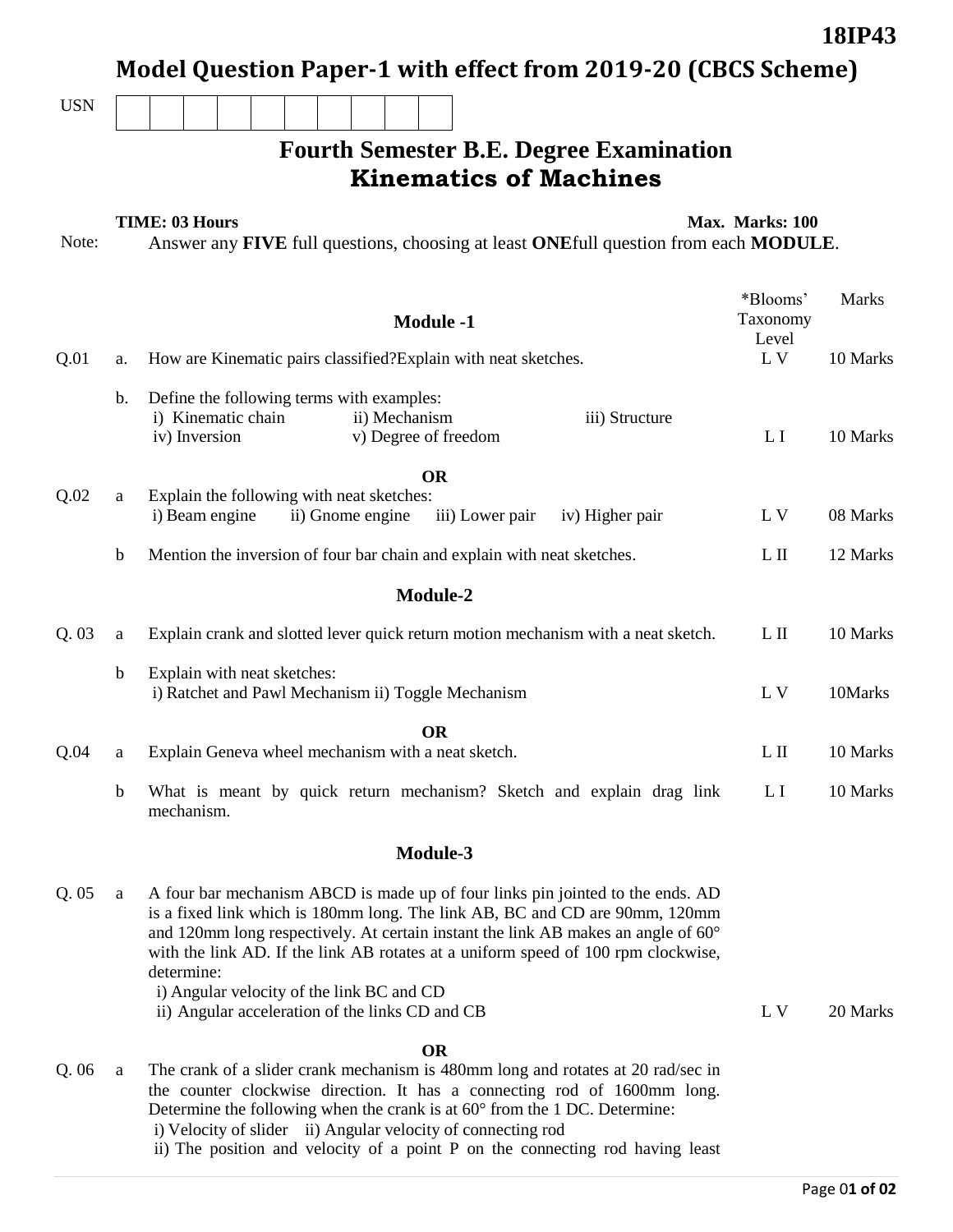18IP43

# Model Question Paper-1 with effect from 2019-20 (CBCS Scheme)

USN

## Fourth Semester B.E. Degree Examination
## Kinematics of Machines

**TIME: 03 Hours** **Max. Marks: 100**

Note: Answer any **FIVE** full questions, choosing at least **ONE**full question from each **MODULE**.

| | | | *Blooms' Taxonomy Level | Marks |
|---|---|---|---|---|
| | | **Module -1** | | |
| Q.01 | a. | How are Kinematic pairs classified?Explain with neat sketches. | L V | 10 Marks |
| | b. | Define the following terms with examples: i) Kinematic chain ii) Mechanism iii) Structure iv) Inversion v) Degree of freedom | L I | 10 Marks |
| | | **OR** | | |
| Q.02 | a | Explain the following with neat sketches: i) Beam engine ii) Gnome engine iii) Lower pair iv) Higher pair | L V | 08 Marks |
| | b | Mention the inversion of four bar chain and explain with neat sketches. | L II | 12 Marks |
| | | **Module-2** | | |
| Q. 03 | a | Explain crank and slotted lever quick return motion mechanism with a neat sketch. | L II | 10 Marks |
| | b | Explain with neat sketches: i) Ratchet and Pawl Mechanism ii) Toggle Mechanism | L V | 10Marks |
| | | **OR** | | |
| Q.04 | a | Explain Geneva wheel mechanism with a neat sketch. | L II | 10 Marks |
| | b | What is meant by quick return mechanism? Sketch and explain drag link mechanism. | L I | 10 Marks |
| | | **Module-3** | | |
| Q. 05 | a | A four bar mechanism ABCD is made up of four links pin jointed to the ends. AD is a fixed link which is 180mm long. The link AB, BC and CD are 90mm, 120mm and 120mm long respectively. At certain instant the link AB makes an angle of 60° with the link AD. If the link AB rotates at a uniform speed of 100 rpm clockwise, determine: i) Angular velocity of the link BC and CD ii) Angular acceleration of the links CD and CB | L V | 20 Marks |
| | | **OR** | | |
| Q. 06 | a | The crank of a slider crank mechanism is 480mm long and rotates at 20 rad/sec in the counter clockwise direction. It has a connecting rod of 1600mm long. Determine the following when the crank is at 60° from the 1 DC. Determine: i) Velocity of slider ii) Angular velocity of connecting rod ii) The position and velocity of a point P on the connecting rod having least | | |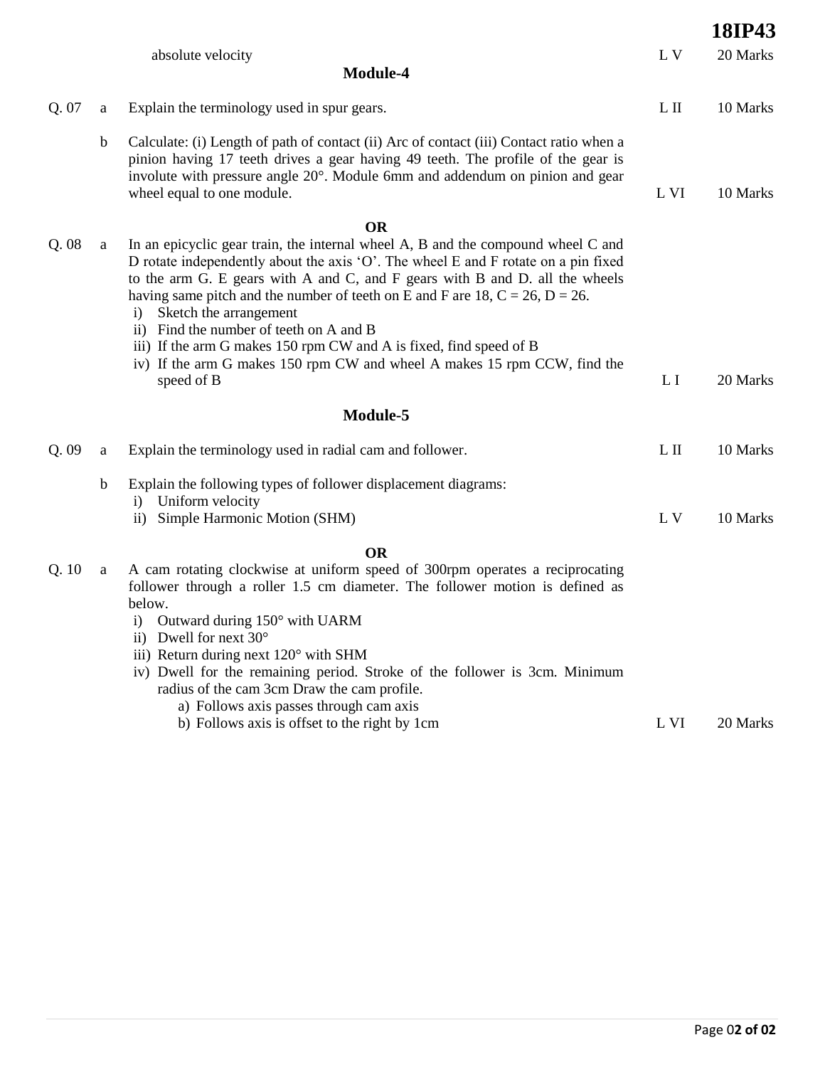absolute velocity | L V | 20 Marks

## Module-4

| | | | | |
|---|---|---|---|---|
| Q. 07 | a | Explain the terminology used in spur gears. | L II | 10 Marks |
| | b | Calculate: (i) Length of path of contact (ii) Arc of contact (iii) Contact ratio when a pinion having 17 teeth drives a gear having 49 teeth. The profile of the gear is involute with pressure angle 20°. Module 6mm and addendum on pinion and gear wheel equal to one module. | L VI | 10 Marks |

**OR**

| | | | | |
|---|---|---|---|---|
| Q. 08 | a | In an epicyclic gear train, the internal wheel A, B and the compound wheel C and D rotate independently about the axis 'O'. The wheel E and F rotate on a pin fixed to the arm G. E gears with A and C, and F gears with B and D. all the wheels having same pitch and the number of teeth on E and F are 18, C = 26, D = 26.<br>i) Sketch the arrangement<br>ii) Find the number of teeth on A and B<br>iii) If the arm G makes 150 rpm CW and A is fixed, find speed of B<br>iv) If the arm G makes 150 rpm CW and wheel A makes 15 rpm CCW, find the speed of B | L I | 20 Marks |

## Module-5

| | | | | |
|---|---|---|---|---|
| Q. 09 | a | Explain the terminology used in radial cam and follower. | L II | 10 Marks |
| | b | Explain the following types of follower displacement diagrams:<br>i) Uniform velocity<br>ii) Simple Harmonic Motion (SHM) | L V | 10 Marks |

**OR**

| | | | | |
|---|---|---|---|---|
| Q. 10 | a | A cam rotating clockwise at uniform speed of 300rpm operates a reciprocating follower through a roller 1.5 cm diameter. The follower motion is defined as below.<br>i) Outward during 150° with UARM<br>ii) Dwell for next 30°<br>iii) Return during next 120° with SHM<br>iv) Dwell for the remaining period. Stroke of the follower is 3cm. Minimum radius of the cam 3cm Draw the cam profile.<br>a) Follows axis passes through cam axis<br>b) Follows axis is offset to the right by 1cm | L VI | 20 Marks |